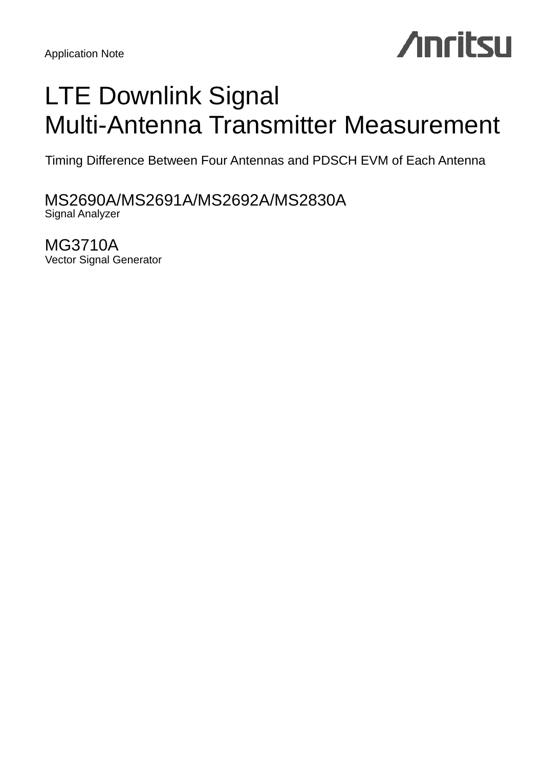Application Note

Anritsu

# LTE Downlink Signal Multi-Antenna Transmitter Measurement

Timing Difference Between Four Antennas and PDSCH EVM of Each Antenna

## MS2690A/MS2691A/MS2692A/MS2830A

Signal Analyzer

## MG3710A

Vector Signal Generator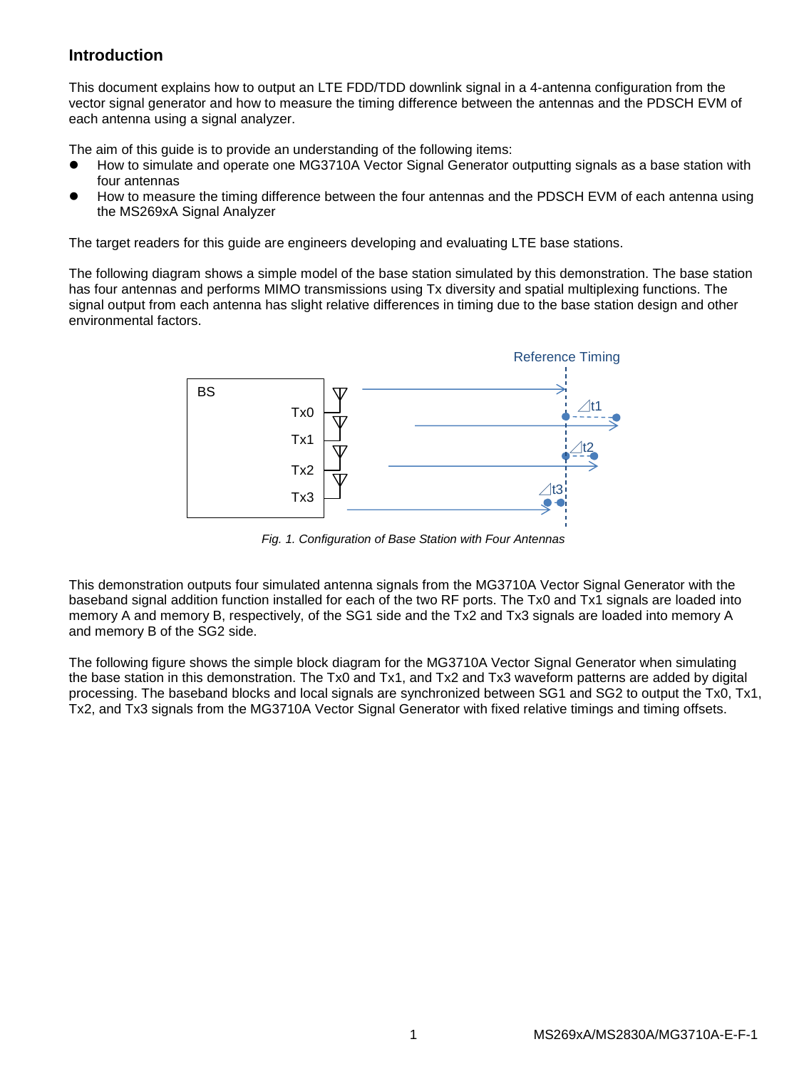## Introduction

This document explains how to output an LTE FDD/TDD downlink signal in a 4-antenna configuration from the vector signal generator and how to measure the timing difference between the antennas and the PDSCH EVM of each antenna using a signal analyzer.

The aim of this guide is to provide an understanding of the following items:

- How to simulate and operate one MG3710A Vector Signal Generator outputting signals as a base station with four antennas
- How to measure the timing difference between the four antennas and the PDSCH EVM of each antenna using the MS269xA Signal Analyzer

The target readers for this guide are engineers developing and evaluating LTE base stations.

The following diagram shows a simple model of the base station simulated by this demonstration. The base station has four antennas and performs MIMO transmissions using Tx diversity and spatial multiplexing functions. The signal output from each antenna has slight relative differences in timing due to the base station design and other environmental factors.

*Fig. 1. Configuration of Base Station with Four Antennas*

This demonstration outputs four simulated antenna signals from the MG3710A Vector Signal Generator with the baseband signal addition function installed for each of the two RF ports. The Tx0 and Tx1 signals are loaded into memory A and memory B, respectively, of the SG1 side and the Tx2 and Tx3 signals are loaded into memory A and memory B of the SG2 side.

The following figure shows the simple block diagram for the MG3710A Vector Signal Generator when simulating the base station in this demonstration. The Tx0 and Tx1, and Tx2 and Tx3 waveform patterns are added by digital processing. The baseband blocks and local signals are synchronized between SG1 and SG2 to output the Tx0, Tx1, Tx2, and Tx3 signals from the MG3710A Vector Signal Generator with fixed relative timings and timing offsets.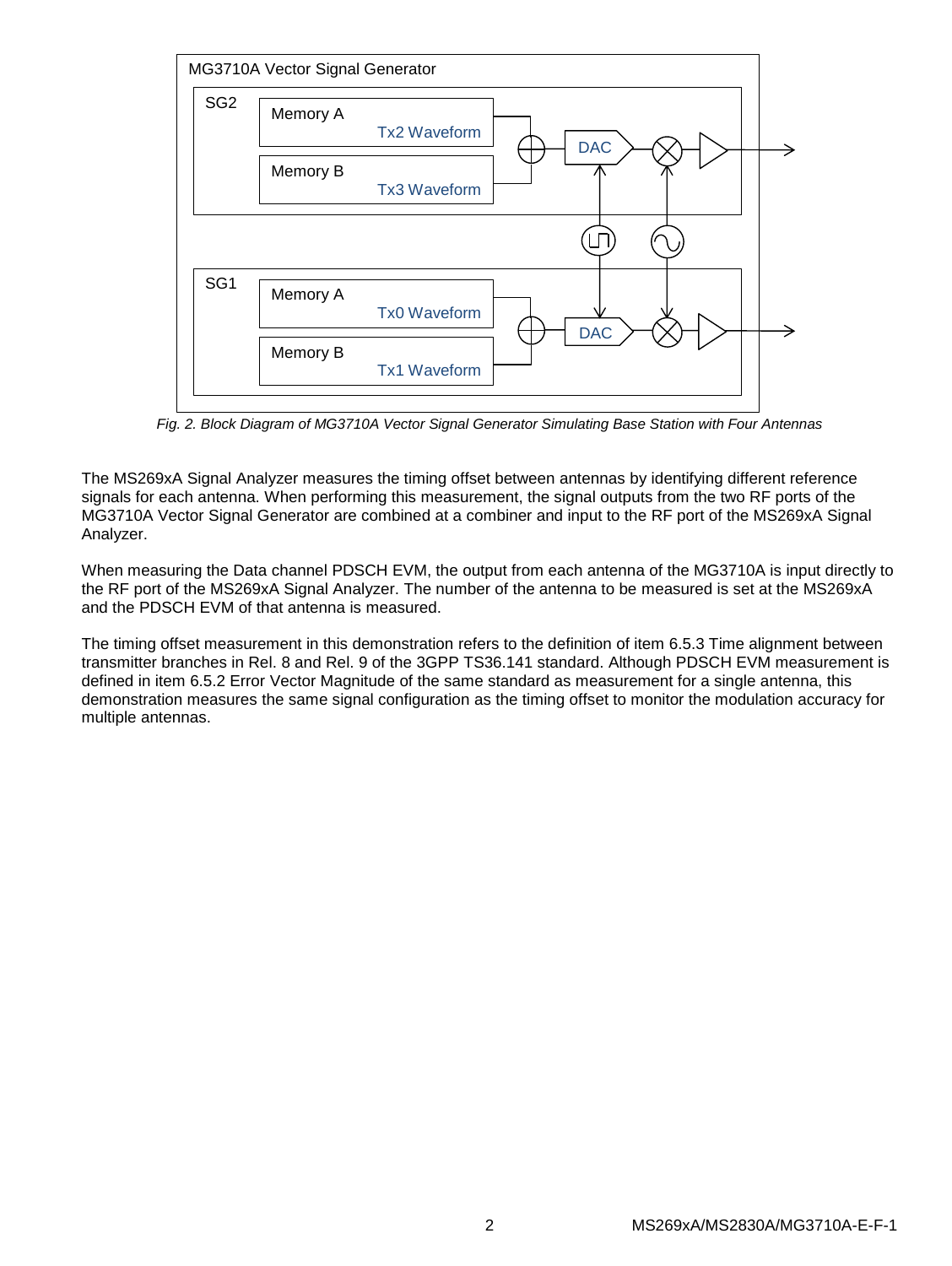*Fig. 2. Block Diagram of MG3710A Vector Signal Generator Simulating Base Station with Four Antennas*

The MS269xA Signal Analyzer measures the timing offset between antennas by identifying different reference signals for each antenna. When performing this measurement, the signal outputs from the two RF ports of the MG3710A Vector Signal Generator are combined at a combiner and input to the RF port of the MS269xA Signal Analyzer.

When measuring the Data channel PDSCH EVM, the output from each antenna of the MG3710A is input directly to the RF port of the MS269xA Signal Analyzer. The number of the antenna to be measured is set at the MS269xA and the PDSCH EVM of that antenna is measured.

The timing offset measurement in this demonstration refers to the definition of item 6.5.3 Time alignment between transmitter branches in Rel. 8 and Rel. 9 of the 3GPP TS36.141 standard. Although PDSCH EVM measurement is defined in item 6.5.2 Error Vector Magnitude of the same standard as measurement for a single antenna, this demonstration measures the same signal configuration as the timing offset to monitor the modulation accuracy for multiple antennas.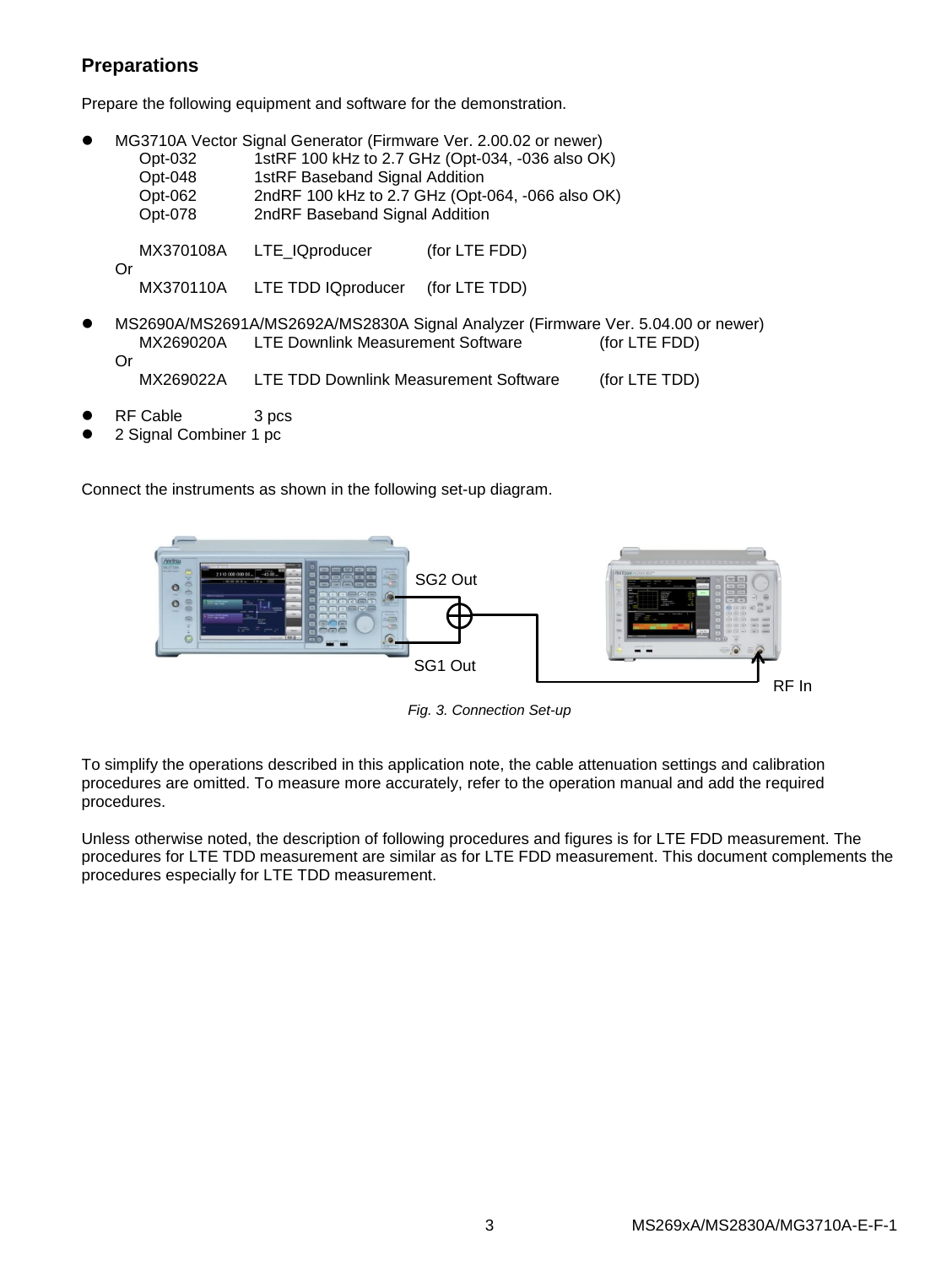## Preparations

Prepare the following equipment and software for the demonstration.

- MG3710A Vector Signal Generator (Firmware Ver. 2.00.02 or newer)
  - Opt-032 1stRF 100 kHz to 2.7 GHz (Opt-034, -036 also OK)
  - Opt-048 1stRF Baseband Signal Addition
  - Opt-062 2ndRF 100 kHz to 2.7 GHz (Opt-064, -066 also OK)
  - Opt-078 2ndRF Baseband Signal Addition

  MX370108A LTE_IQproducer (for LTE FDD)

  Or

  MX370110A LTE TDD IQproducer (for LTE TDD)

- MS2690A/MS2691A/MS2692A/MS2830A Signal Analyzer (Firmware Ver. 5.04.00 or newer)

  MX269020A LTE Downlink Measurement Software (for LTE FDD)

  Or

  MX269022A LTE TDD Downlink Measurement Software (for LTE TDD)

- RF Cable 3 pcs
- 2 Signal Combiner 1 pc

Connect the instruments as shown in the following set-up diagram.

SG2 Out

SG1 Out

RF In

*Fig. 3. Connection Set-up*

To simplify the operations described in this application note, the cable attenuation settings and calibration procedures are omitted. To measure more accurately, refer to the operation manual and add the required procedures.

Unless otherwise noted, the description of following procedures and figures is for LTE FDD measurement. The procedures for LTE TDD measurement are similar as for LTE FDD measurement. This document complements the procedures especially for LTE TDD measurement.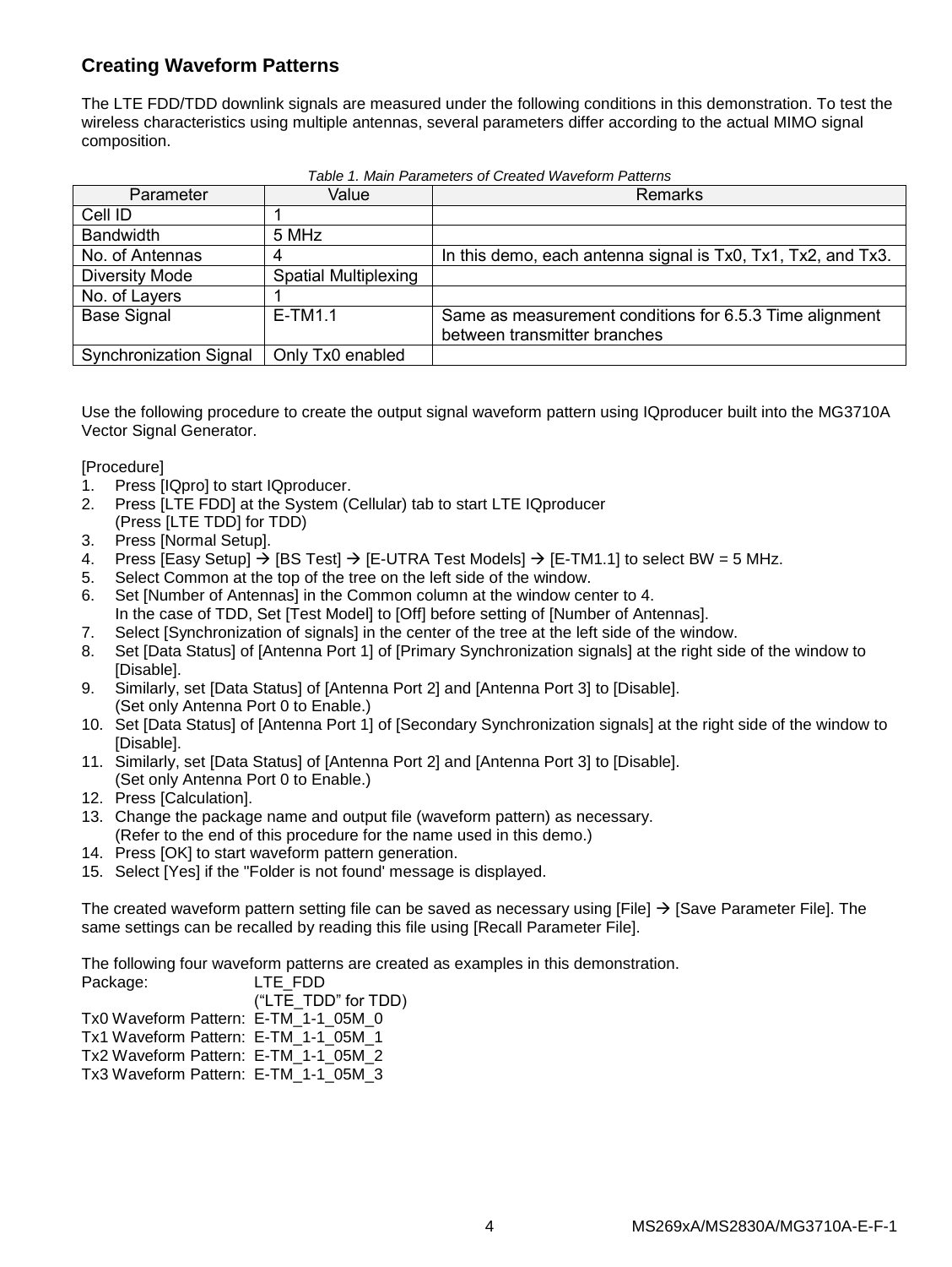## Creating Waveform Patterns

The LTE FDD/TDD downlink signals are measured under the following conditions in this demonstration. To test the wireless characteristics using multiple antennas, several parameters differ according to the actual MIMO signal composition.

*Table 1. Main Parameters of Created Waveform Patterns*

| Parameter | Value | Remarks |
|---|---|---|
| Cell ID | 1 | |
| Bandwidth | 5 MHz | |
| No. of Antennas | 4 | In this demo, each antenna signal is Tx0, Tx1, Tx2, and Tx3. |
| Diversity Mode | Spatial Multiplexing | |
| No. of Layers | 1 | |
| Base Signal | E-TM1.1 | Same as measurement conditions for 6.5.3 Time alignment between transmitter branches |
| Synchronization Signal | Only Tx0 enabled | |

Use the following procedure to create the output signal waveform pattern using IQproducer built into the MG3710A Vector Signal Generator.

[Procedure]

1. Press [IQpro] to start IQproducer.
2. Press [LTE FDD] at the System (Cellular) tab to start LTE IQproducer
   (Press [LTE TDD] for TDD)
3. Press [Normal Setup].
4. Press [Easy Setup] → [BS Test] → [E-UTRA Test Models] → [E-TM1.1] to select BW = 5 MHz.
5. Select Common at the top of the tree on the left side of the window.
6. Set [Number of Antennas] in the Common column at the window center to 4.
   In the case of TDD, Set [Test Model] to [Off] before setting of [Number of Antennas].
7. Select [Synchronization of signals] in the center of the tree at the left side of the window.
8. Set [Data Status] of [Antenna Port 1] of [Primary Synchronization signals] at the right side of the window to [Disable].
9. Similarly, set [Data Status] of [Antenna Port 2] and [Antenna Port 3] to [Disable].
   (Set only Antenna Port 0 to Enable.)
10. Set [Data Status] of [Antenna Port 1] of [Secondary Synchronization signals] at the right side of the window to [Disable].
11. Similarly, set [Data Status] of [Antenna Port 2] and [Antenna Port 3] to [Disable].
    (Set only Antenna Port 0 to Enable.)
12. Press [Calculation].
13. Change the package name and output file (waveform pattern) as necessary.
    (Refer to the end of this procedure for the name used in this demo.)
14. Press [OK] to start waveform pattern generation.
15. Select [Yes] if the "Folder is not found' message is displayed.

The created waveform pattern setting file can be saved as necessary using [File] → [Save Parameter File]. The same settings can be recalled by reading this file using [Recall Parameter File].

The following four waveform patterns are created as examples in this demonstration.

Package: LTE_FDD
(“LTE_TDD” for TDD)
Tx0 Waveform Pattern: E-TM_1-1_05M_0
Tx1 Waveform Pattern: E-TM_1-1_05M_1
Tx2 Waveform Pattern: E-TM_1-1_05M_2
Tx3 Waveform Pattern: E-TM_1-1_05M_3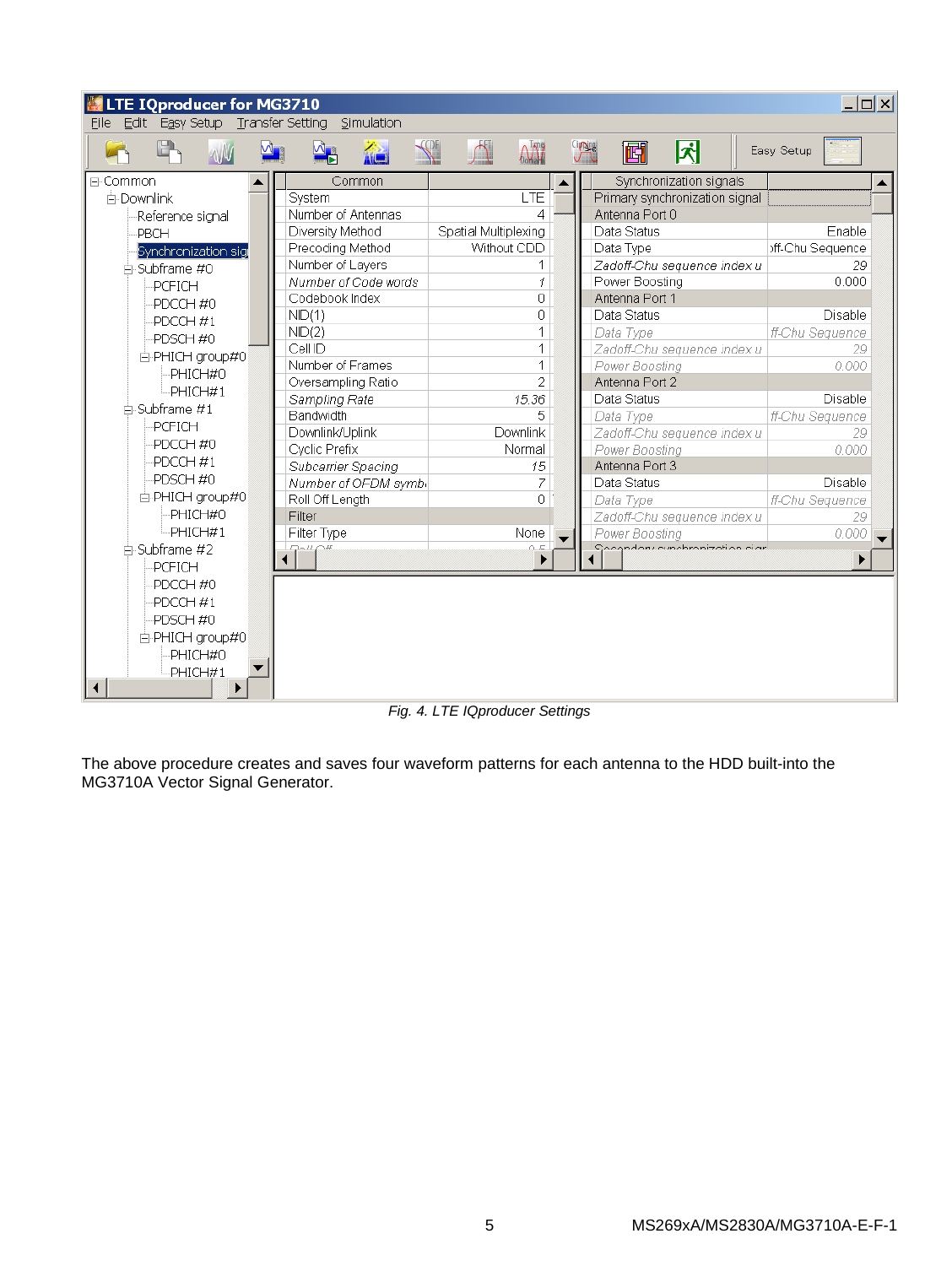*Fig. 4. LTE IQproducer Settings*

The above procedure creates and saves four waveform patterns for each antenna to the HDD built-into the MG3710A Vector Signal Generator.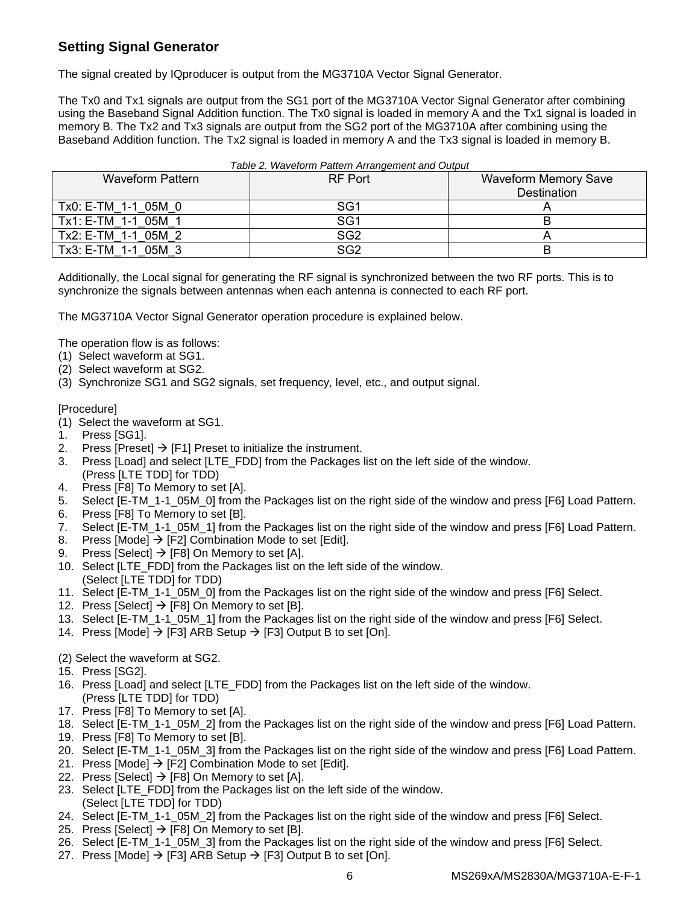## Setting Signal Generator

The signal created by IQproducer is output from the MG3710A Vector Signal Generator.

The Tx0 and Tx1 signals are output from the SG1 port of the MG3710A Vector Signal Generator after combining using the Baseband Signal Addition function. The Tx0 signal is loaded in memory A and the Tx1 signal is loaded in memory B. The Tx2 and Tx3 signals are output from the SG2 port of the MG3710A after combining using the Baseband Addition function. The Tx2 signal is loaded in memory A and the Tx3 signal is loaded in memory B.

*Table 2. Waveform Pattern Arrangement and Output*

| Waveform Pattern | RF Port | Waveform Memory Save Destination |
|---|---|---|
| Tx0: E-TM_1-1_05M_0 | SG1 | A |
| Tx1: E-TM_1-1_05M_1 | SG1 | B |
| Tx2: E-TM_1-1_05M_2 | SG2 | A |
| Tx3: E-TM_1-1_05M_3 | SG2 | B |

Additionally, the Local signal for generating the RF signal is synchronized between the two RF ports. This is to synchronize the signals between antennas when each antenna is connected to each RF port.

The MG3710A Vector Signal Generator operation procedure is explained below.

The operation flow is as follows:
(1) Select waveform at SG1.
(2) Select waveform at SG2.
(3) Synchronize SG1 and SG2 signals, set frequency, level, etc., and output signal.

[Procedure]
(1) Select the waveform at SG1.
1. Press [SG1].
2. Press [Preset] → [F1] Preset to initialize the instrument.
3. Press [Load] and select [LTE_FDD] from the Packages list on the left side of the window.
   (Press [LTE TDD] for TDD)
4. Press [F8] To Memory to set [A].
5. Select [E-TM_1-1_05M_0] from the Packages list on the right side of the window and press [F6] Load Pattern.
6. Press [F8] To Memory to set [B].
7. Select [E-TM_1-1_05M_1] from the Packages list on the right side of the window and press [F6] Load Pattern.
8. Press [Mode] → [F2] Combination Mode to set [Edit].
9. Press [Select] → [F8] On Memory to set [A].
10. Select [LTE_FDD] from the Packages list on the left side of the window.
    (Select [LTE TDD] for TDD)
11. Select [E-TM_1-1_05M_0] from the Packages list on the right side of the window and press [F6] Select.
12. Press [Select] → [F8] On Memory to set [B].
13. Select [E-TM_1-1_05M_1] from the Packages list on the right side of the window and press [F6] Select.
14. Press [Mode] → [F3] ARB Setup → [F3] Output B to set [On].

(2) Select the waveform at SG2.
15. Press [SG2].
16. Press [Load] and select [LTE_FDD] from the Packages list on the left side of the window.
    (Press [LTE TDD] for TDD)
17. Press [F8] To Memory to set [A].
18. Select [E-TM_1-1_05M_2] from the Packages list on the right side of the window and press [F6] Load Pattern.
19. Press [F8] To Memory to set [B].
20. Select [E-TM_1-1_05M_3] from the Packages list on the right side of the window and press [F6] Load Pattern.
21. Press [Mode] → [F2] Combination Mode to set [Edit].
22. Press [Select] → [F8] On Memory to set [A].
23. Select [LTE_FDD] from the Packages list on the left side of the window.
    (Select [LTE TDD] for TDD)
24. Select [E-TM_1-1_05M_2] from the Packages list on the right side of the window and press [F6] Select.
25. Press [Select] → [F8] On Memory to set [B].
26. Select [E-TM_1-1_05M_3] from the Packages list on the right side of the window and press [F6] Select.
27. Press [Mode] → [F3] ARB Setup → [F3] Output B to set [On].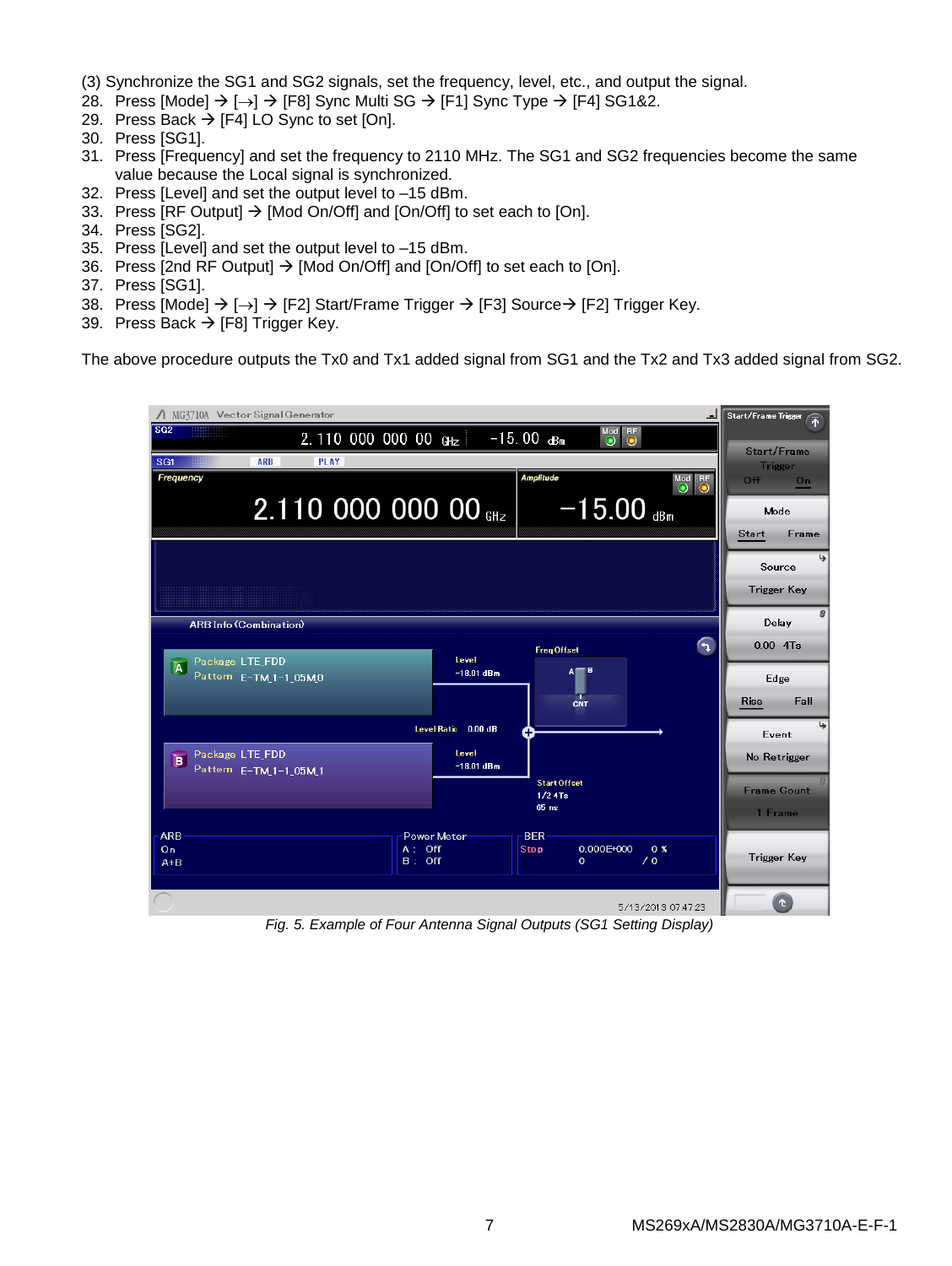(3) Synchronize the SG1 and SG2 signals, set the frequency, level, etc., and output the signal.

28. Press [Mode] → [→] → [F8] Sync Multi SG → [F1] Sync Type → [F4] SG1&2.
29. Press Back → [F4] LO Sync to set [On].
30. Press [SG1].
31. Press [Frequency] and set the frequency to 2110 MHz. The SG1 and SG2 frequencies become the same value because the Local signal is synchronized.
32. Press [Level] and set the output level to –15 dBm.
33. Press [RF Output] → [Mod On/Off] and [On/Off] to set each to [On].
34. Press [SG2].
35. Press [Level] and set the output level to –15 dBm.
36. Press [2nd RF Output] → [Mod On/Off] and [On/Off] to set each to [On].
37. Press [SG1].
38. Press [Mode] → [→] → [F2] Start/Frame Trigger → [F3] Source→ [F2] Trigger Key.
39. Press Back → [F8] Trigger Key.

The above procedure outputs the Tx0 and Tx1 added signal from SG1 and the Tx2 and Tx3 added signal from SG2.

*Fig. 5. Example of Four Antenna Signal Outputs (SG1 Setting Display)*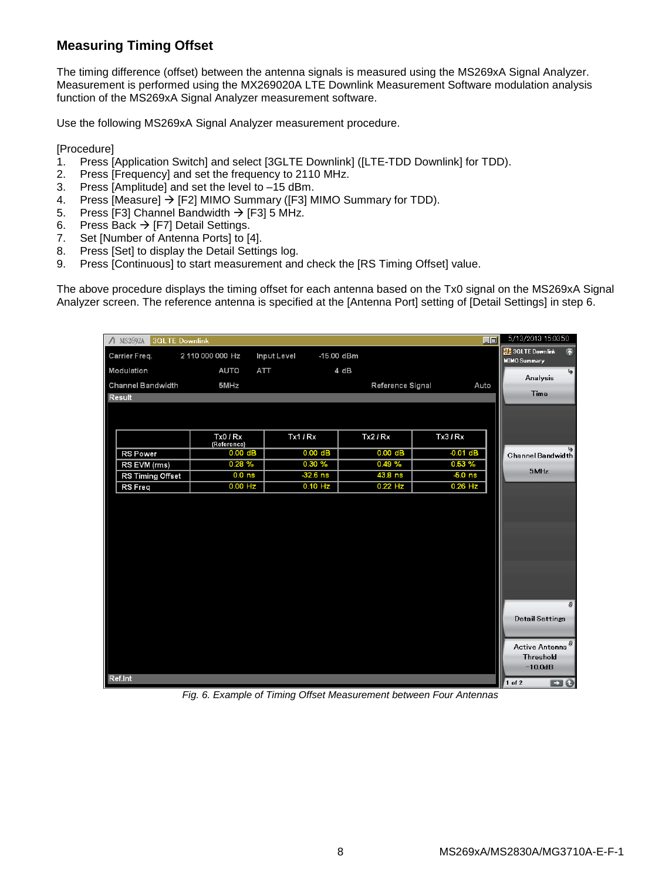## Measuring Timing Offset

The timing difference (offset) between the antenna signals is measured using the MS269xA Signal Analyzer. Measurement is performed using the MX269020A LTE Downlink Measurement Software modulation analysis function of the MS269xA Signal Analyzer measurement software.

Use the following MS269xA Signal Analyzer measurement procedure.

[Procedure]

1. Press [Application Switch] and select [3GLTE Downlink] ([LTE-TDD Downlink] for TDD).
2. Press [Frequency] and set the frequency to 2110 MHz.
3. Press [Amplitude] and set the level to –15 dBm.
4. Press [Measure] → [F2] MIMO Summary ([F3] MIMO Summary for TDD).
5. Press [F3] Channel Bandwidth → [F3] 5 MHz.
6. Press Back → [F7] Detail Settings.
7. Set [Number of Antenna Ports] to [4].
8. Press [Set] to display the Detail Settings log.
9. Press [Continuous] to start measurement and check the [RS Timing Offset] value.

The above procedure displays the timing offset for each antenna based on the Tx0 signal on the MS269xA Signal Analyzer screen. The reference antenna is specified at the [Antenna Port] setting of [Detail Settings] in step 6.

| | Tx0 / Rx (Reference) | Tx1 / Rx | Tx2 / Rx | Tx3 / Rx |
|---|---|---|---|---|
| RS Power | 0.00 dB | 0.00 dB | 0.00 dB | -0.01 dB |
| RS EVM (rms) | 0.28 % | 0.30 % | 0.49 % | 0.53 % |
| RS Timing Offset | 0.0 ns | -32.6 ns | 43.8 ns | -5.0 ns |
| RS Freq | 0.00 Hz | 0.10 Hz | 0.22 Hz | 0.26 Hz |

*Fig. 6. Example of Timing Offset Measurement between Four Antennas*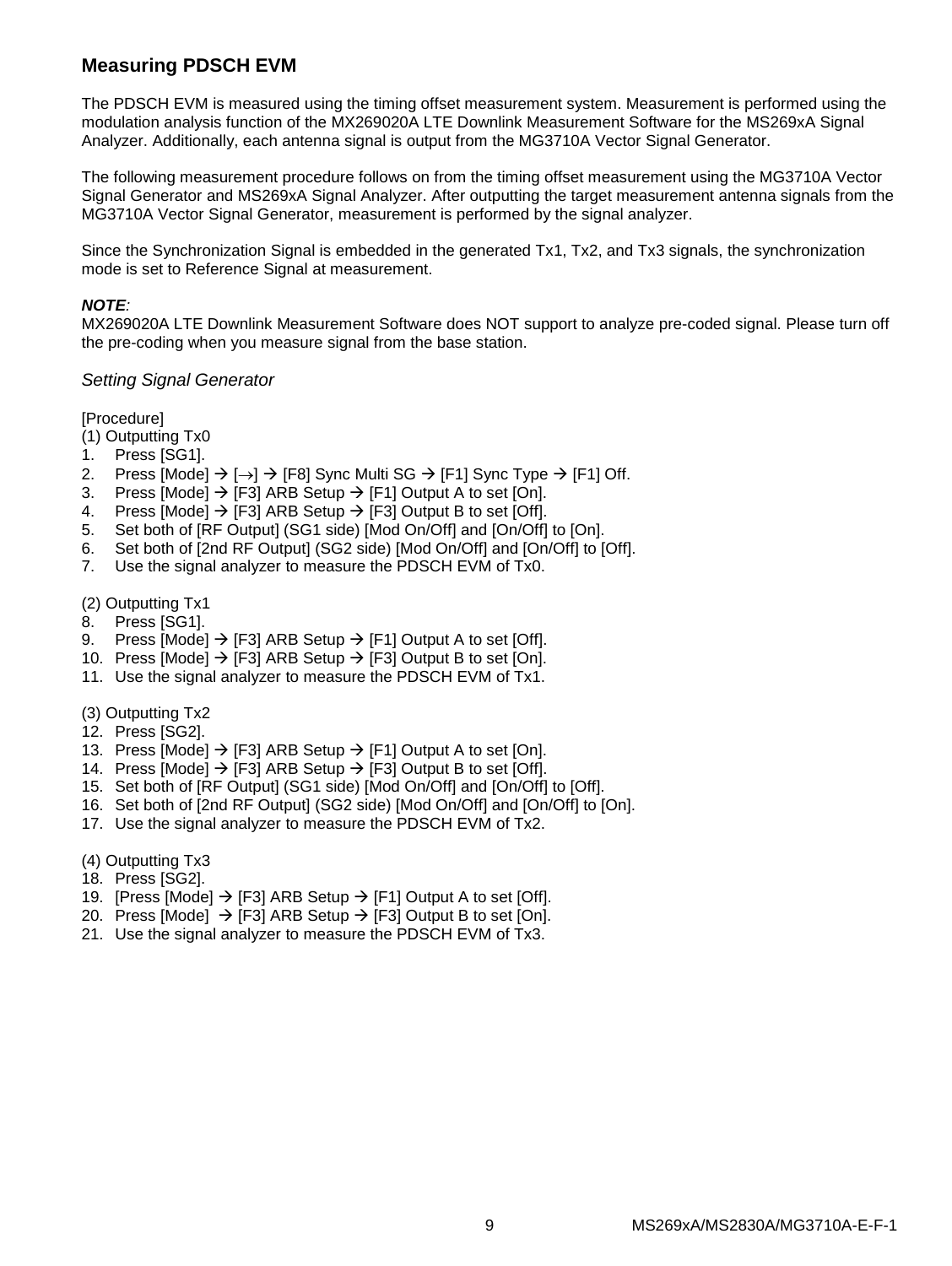## Measuring PDSCH EVM

The PDSCH EVM is measured using the timing offset measurement system. Measurement is performed using the modulation analysis function of the MX269020A LTE Downlink Measurement Software for the MS269xA Signal Analyzer. Additionally, each antenna signal is output from the MG3710A Vector Signal Generator.

The following measurement procedure follows on from the timing offset measurement using the MG3710A Vector Signal Generator and MS269xA Signal Analyzer. After outputting the target measurement antenna signals from the MG3710A Vector Signal Generator, measurement is performed by the signal analyzer.

Since the Synchronization Signal is embedded in the generated Tx1, Tx2, and Tx3 signals, the synchronization mode is set to Reference Signal at measurement.

***NOTE**:*
MX269020A LTE Downlink Measurement Software does NOT support to analyze pre-coded signal. Please turn off the pre-coding when you measure signal from the base station.

### *Setting Signal Generator*

[Procedure]
(1) Outputting Tx0

1. Press [SG1].
2. Press [Mode] → [→] → [F8] Sync Multi SG → [F1] Sync Type → [F1] Off.
3. Press [Mode] → [F3] ARB Setup → [F1] Output A to set [On].
4. Press [Mode] → [F3] ARB Setup → [F3] Output B to set [Off].
5. Set both of [RF Output] (SG1 side) [Mod On/Off] and [On/Off] to [On].
6. Set both of [2nd RF Output] (SG2 side) [Mod On/Off] and [On/Off] to [Off].
7. Use the signal analyzer to measure the PDSCH EVM of Tx0.

(2) Outputting Tx1

8. Press [SG1].
9. Press [Mode] → [F3] ARB Setup → [F1] Output A to set [Off].
10. Press [Mode] → [F3] ARB Setup → [F3] Output B to set [On].
11. Use the signal analyzer to measure the PDSCH EVM of Tx1.

(3) Outputting Tx2

12. Press [SG2].
13. Press [Mode] → [F3] ARB Setup → [F1] Output A to set [On].
14. Press [Mode] → [F3] ARB Setup → [F3] Output B to set [Off].
15. Set both of [RF Output] (SG1 side) [Mod On/Off] and [On/Off] to [Off].
16. Set both of [2nd RF Output] (SG2 side) [Mod On/Off] and [On/Off] to [On].
17. Use the signal analyzer to measure the PDSCH EVM of Tx2.

(4) Outputting Tx3

18. Press [SG2].
19. [Press [Mode] → [F3] ARB Setup → [F1] Output A to set [Off].
20. Press [Mode] → [F3] ARB Setup → [F3] Output B to set [On].
21. Use the signal analyzer to measure the PDSCH EVM of Tx3.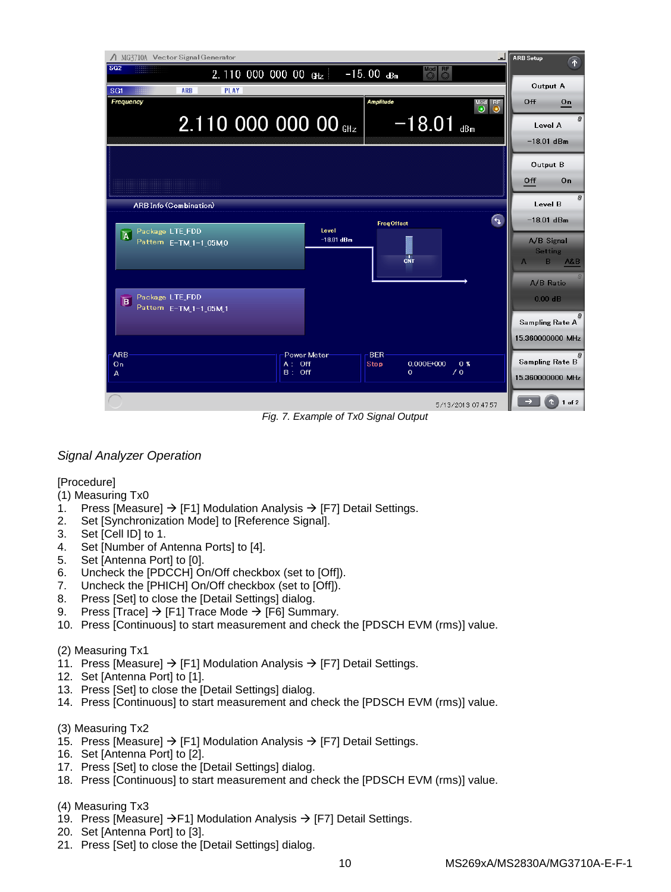Fig. 7. Example of Tx0 Signal Output

*Signal Analyzer Operation*

[Procedure]

(1) Measuring Tx0

1. Press [Measure] → [F1] Modulation Analysis → [F7] Detail Settings.
2. Set [Synchronization Mode] to [Reference Signal].
3. Set [Cell ID] to 1.
4. Set [Number of Antenna Ports] to [4].
5. Set [Antenna Port] to [0].
6. Uncheck the [PDCCH] On/Off checkbox (set to [Off]).
7. Uncheck the [PHICH] On/Off checkbox (set to [Off]).
8. Press [Set] to close the [Detail Settings] dialog.
9. Press [Trace] → [F1] Trace Mode → [F6] Summary.
10. Press [Continuous] to start measurement and check the [PDSCH EVM (rms)] value.

(2) Measuring Tx1

11. Press [Measure] → [F1] Modulation Analysis → [F7] Detail Settings.
12. Set [Antenna Port] to [1].
13. Press [Set] to close the [Detail Settings] dialog.
14. Press [Continuous] to start measurement and check the [PDSCH EVM (rms)] value.

(3) Measuring Tx2

15. Press [Measure] → [F1] Modulation Analysis → [F7] Detail Settings.
16. Set [Antenna Port] to [2].
17. Press [Set] to close the [Detail Settings] dialog.
18. Press [Continuous] to start measurement and check the [PDSCH EVM (rms)] value.

(4) Measuring Tx3

19. Press [Measure] →F1] Modulation Analysis → [F7] Detail Settings.
20. Set [Antenna Port] to [3].
21. Press [Set] to close the [Detail Settings] dialog.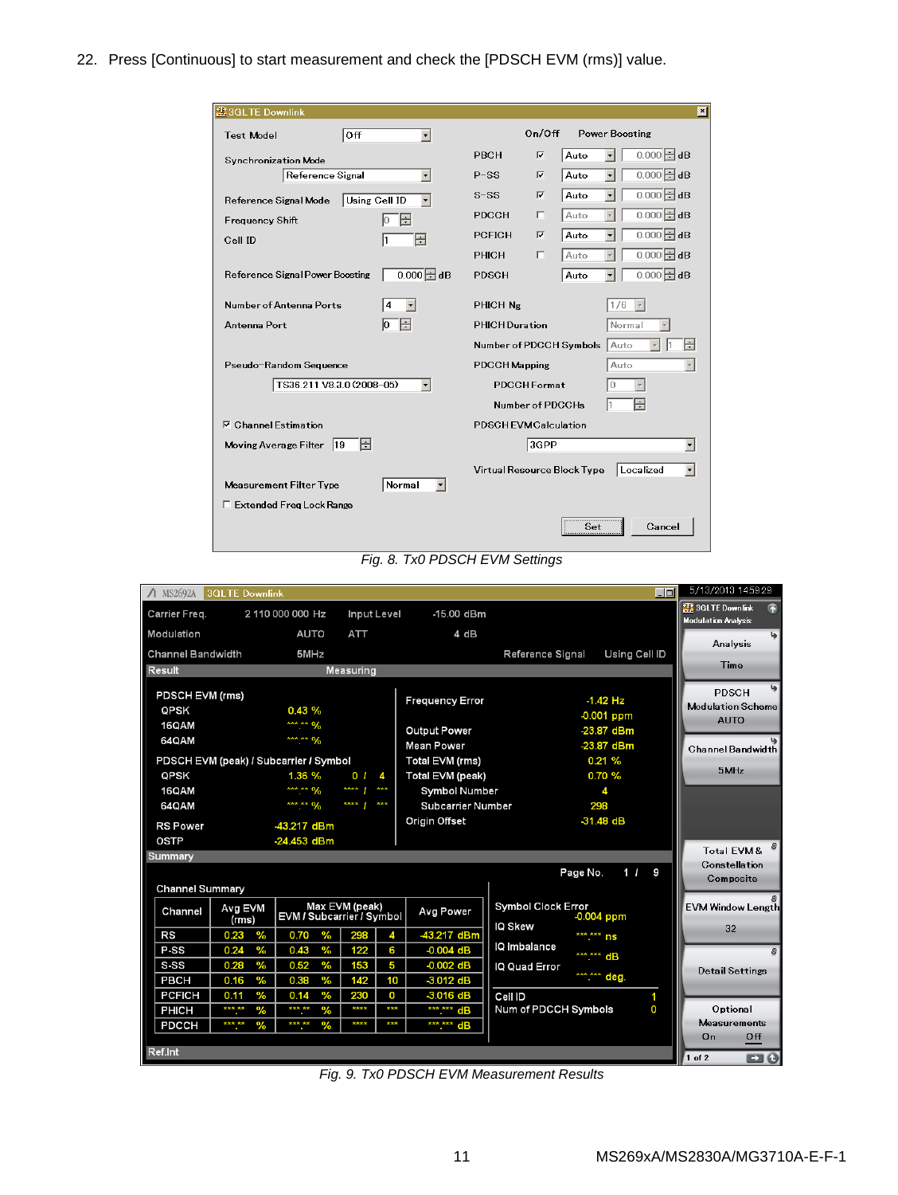22. Press [Continuous] to start measurement and check the [PDSCH EVM (rms)] value.

*Fig. 8. Tx0 PDSCH EVM Settings*

*Fig. 9. Tx0 PDSCH EVM Measurement Results*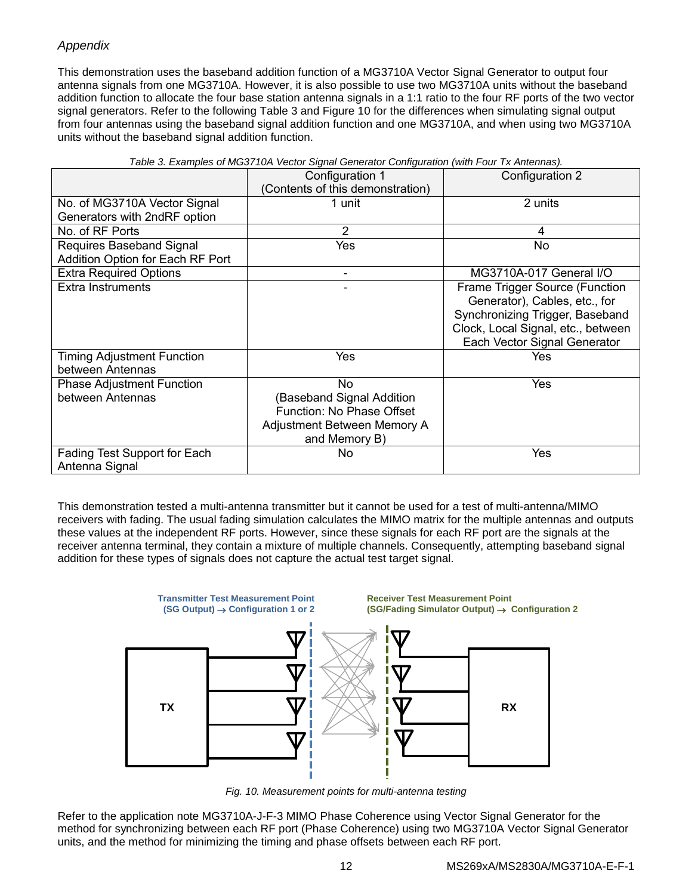*Appendix*

This demonstration uses the baseband addition function of a MG3710A Vector Signal Generator to output four antenna signals from one MG3710A. However, it is also possible to use two MG3710A units without the baseband addition function to allocate the four base station antenna signals in a 1:1 ratio to the four RF ports of the two vector signal generators. Refer to the following Table 3 and Figure 10 for the differences when simulating signal output from four antennas using the baseband signal addition function and one MG3710A, and when using two MG3710A units without the baseband signal addition function.

*Table 3. Examples of MG3710A Vector Signal Generator Configuration (with Four Tx Antennas).*

| | Configuration 1 (Contents of this demonstration) | Configuration 2 |
|---|---|---|
| No. of MG3710A Vector Signal Generators with 2ndRF option | 1 unit | 2 units |
| No. of RF Ports | 2 | 4 |
| Requires Baseband Signal Addition Option for Each RF Port | Yes | No |
| Extra Required Options | - | MG3710A-017 General I/O |
| Extra Instruments | - | Frame Trigger Source (Function Generator), Cables, etc., for Synchronizing Trigger, Baseband Clock, Local Signal, etc., between Each Vector Signal Generator |
| Timing Adjustment Function between Antennas | Yes | Yes |
| Phase Adjustment Function between Antennas | No (Baseband Signal Addition Function: No Phase Offset Adjustment Between Memory A and Memory B) | Yes |
| Fading Test Support for Each Antenna Signal | No | Yes |

This demonstration tested a multi-antenna transmitter but it cannot be used for a test of multi-antenna/MIMO receivers with fading. The usual fading simulation calculates the MIMO matrix for the multiple antennas and outputs these values at the independent RF ports. However, since these signals for each RF port are the signals at the receiver antenna terminal, they contain a mixture of multiple channels. Consequently, attempting baseband signal addition for these types of signals does not capture the actual test target signal.

**Transmitter Test Measurement Point (SG Output) → Configuration 1 or 2**

**Receiver Test Measurement Point (SG/Fading Simulator Output) → Configuration 2**

TX

RX

*Fig. 10. Measurement points for multi-antenna testing*

Refer to the application note MG3710A-J-F-3 MIMO Phase Coherence using Vector Signal Generator for the method for synchronizing between each RF port (Phase Coherence) using two MG3710A Vector Signal Generator units, and the method for minimizing the timing and phase offsets between each RF port.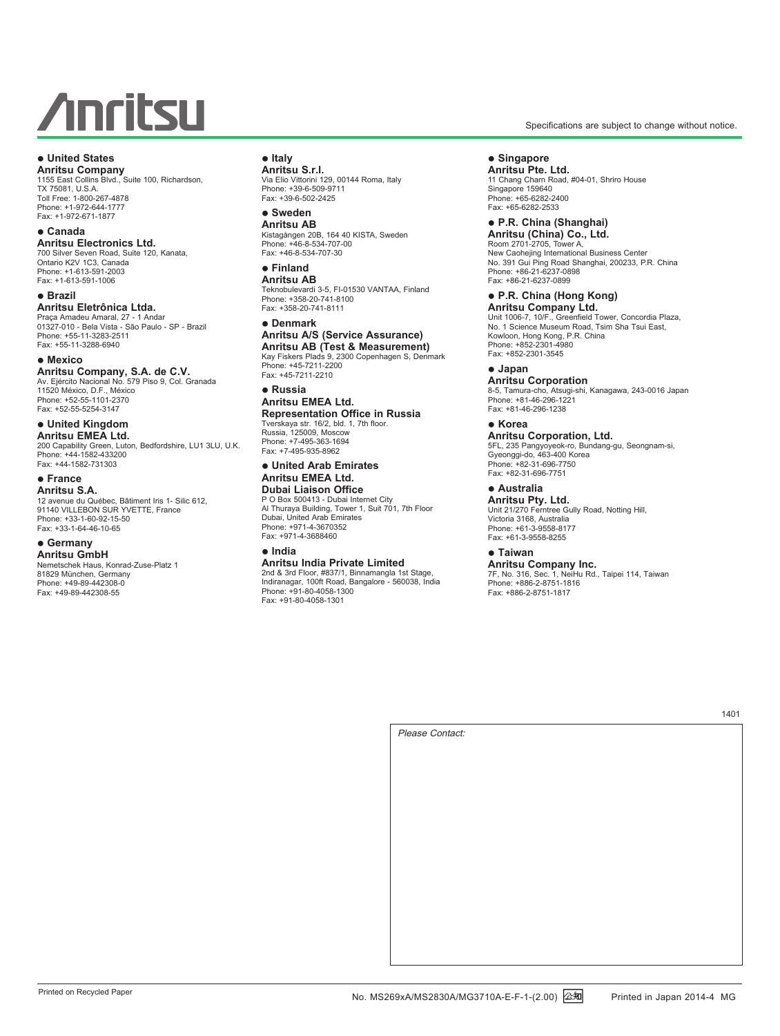# Anritsu

Specifications are subject to change without notice.

● **United States**
**Anritsu Company**
1155 East Collins Blvd., Suite 100, Richardson,
TX 75081, U.S.A.
Toll Free: 1-800-267-4878
Phone: +1-972-644-1777
Fax: +1-972-671-1877

● **Canada**
**Anritsu Electronics Ltd.**
700 Silver Seven Road, Suite 120, Kanata,
Ontario K2V 1C3, Canada
Phone: +1-613-591-2003
Fax: +1-613-591-1006

● **Brazil**
**Anritsu Eletrônica Ltda.**
Praça Amadeu Amaral, 27 - 1 Andar
01327-010 - Bela Vista - São Paulo - SP - Brazil
Phone: +55-11-3283-2511
Fax: +55-11-3288-6940

● **Mexico**
**Anritsu Company, S.A. de C.V.**
Av. Ejército Nacional No. 579 Piso 9, Col. Granada
11520 México, D.F., México
Phone: +52-55-1101-2370
Fax: +52-55-5254-3147

● **United Kingdom**
**Anritsu EMEA Ltd.**
200 Capability Green, Luton, Bedfordshire, LU1 3LU, U.K.
Phone: +44-1582-433200
Fax: +44-1582-731303

● **France**
**Anritsu S.A.**
12 avenue du Québec, Bâtiment Iris 1- Silic 612,
91140 VILLEBON SUR YVETTE, France
Phone: +33-1-60-92-15-50
Fax: +33-1-64-46-10-65

● **Germany**
**Anritsu GmbH**
Nemetschek Haus, Konrad-Zuse-Platz 1
81829 München, Germany
Phone: +49-89-442308-0
Fax: +49-89-442308-55

● **Italy**
**Anritsu S.r.l.**
Via Elio Vittorini 129, 00144 Roma, Italy
Phone: +39-6-509-9711
Fax: +39-6-502-2425

● **Sweden**
**Anritsu AB**
Kistagången 20B, 164 40 KISTA, Sweden
Phone: +46-8-534-707-00
Fax: +46-8-534-707-30

● **Finland**
**Anritsu AB**
Teknobulevardi 3-5, FI-01530 VANTAA, Finland
Phone: +358-20-741-8100
Fax: +358-20-741-8111

● **Denmark**
**Anritsu A/S (Service Assurance)**
**Anritsu AB (Test & Measurement)**
Kay Fiskers Plads 9, 2300 Copenhagen S, Denmark
Phone: +45-7211-2200
Fax: +45-7211-2210

● **Russia**
**Anritsu EMEA Ltd.**
**Representation Office in Russia**
Tverskaya str. 16/2, bld. 1, 7th floor.
Russia, 125009, Moscow
Phone: +7-495-363-1694
Fax: +7-495-935-8962

● **United Arab Emirates**
**Anritsu EMEA Ltd.**
**Dubai Liaison Office**
P O Box 500413 - Dubai Internet City
Al Thuraya Building, Tower 1, Suit 701, 7th Floor
Dubai, United Arab Emirates
Phone: +971-4-3670352
Fax: +971-4-3688460

● **India**
**Anritsu India Private Limited**
2nd & 3rd Floor, #837/1, Binnamangla 1st Stage,
Indiranagar, 100ft Road, Bangalore - 560038, India
Phone: +91-80-4058-1300
Fax: +91-80-4058-1301

● **Singapore**
**Anritsu Pte. Ltd.**
11 Chang Charn Road, #04-01, Shriro House
Singapore 159640
Phone: +65-6282-2400
Fax: +65-6282-2533

● **P.R. China (Shanghai)**
**Anritsu (China) Co., Ltd.**
Room 2701-2705, Tower A,
New Caohejing International Business Center
No. 391 Gui Ping Road Shanghai, 200233, P.R. China
Phone: +86-21-6237-0898
Fax: +86-21-6237-0899

● **P.R. China (Hong Kong)**
**Anritsu Company Ltd.**
Unit 1006-7, 10/F., Greenfield Tower, Concordia Plaza,
No. 1 Science Museum Road, Tsim Sha Tsui East,
Kowloon, Hong Kong, P.R. China
Phone: +852-2301-4980
Fax: +852-2301-3545

● **Japan**
**Anritsu Corporation**
8-5, Tamura-cho, Atsugi-shi, Kanagawa, 243-0016 Japan
Phone: +81-46-296-1221
Fax: +81-46-296-1238

● **Korea**
**Anritsu Corporation, Ltd.**
5FL, 235 Pangyoyeok-ro, Bundang-gu, Seongnam-si,
Gyeonggi-do, 463-400 Korea
Phone: +82-31-696-7750
Fax: +82-31-696-7751

● **Australia**
**Anritsu Pty. Ltd.**
Unit 21/270 Ferntree Gully Road, Notting Hill,
Victoria 3168, Australia
Phone: +61-3-9558-8177
Fax: +61-3-9558-8255

● **Taiwan**
**Anritsu Company Inc.**
7F, No. 316, Sec. 1, NeiHu Rd., Taipei 114, Taiwan
Phone: +886-2-8751-1816
Fax: +886-2-8751-1817

1401

*Please Contact:*

Printed on Recycled Paper

No. MS269xA/MS2830A/MG3710A-E-F-1-(2.00) 公知 Printed in Japan 2014-4 MG